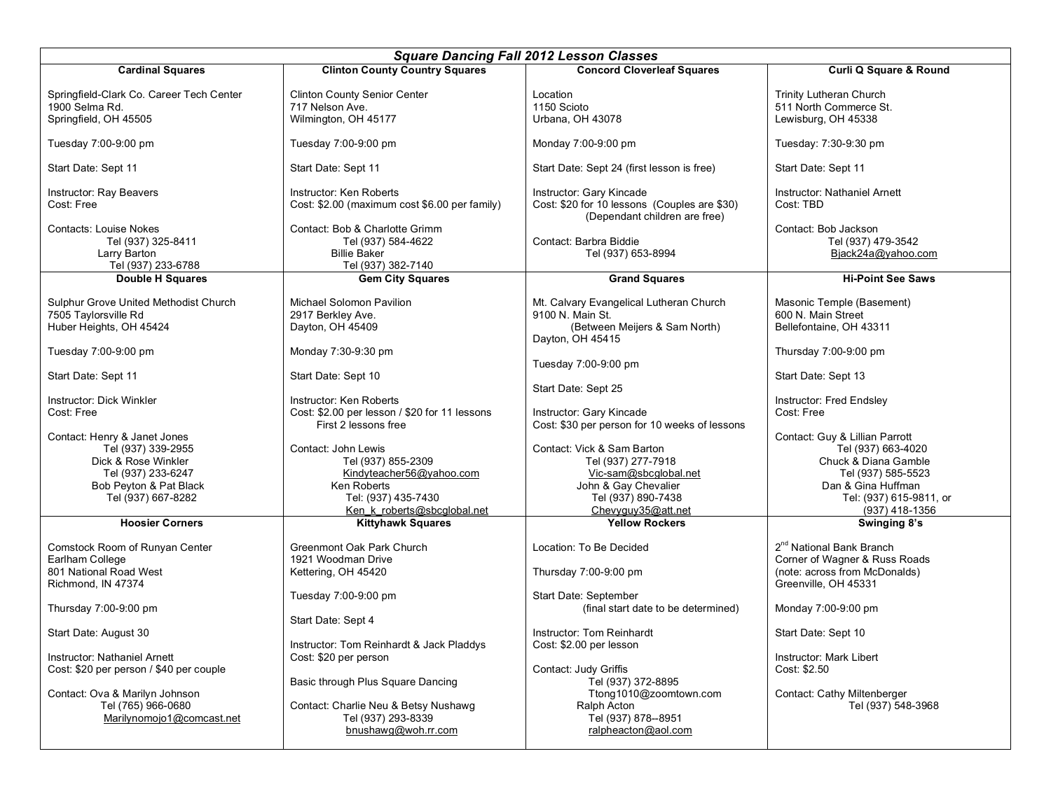# Square Dancing Fall 2012 Lesson Classes

## Cardinal Squares

Springfield-Clark Co. Career Tech Center
1900 Selma Rd.
Springfield, OH 45505

Tuesday 7:00-9:00 pm

Start Date: Sept 11

Instructor: Ray Beavers
Cost: Free

Contacts: Louise Nokes
Tel (937) 325-8411
Larry Barton
Tel (937) 233-6788

## Clinton County Country Squares

Clinton County Senior Center
717 Nelson Ave.
Wilmington, OH 45177

Tuesday 7:00-9:00 pm

Start Date: Sept 11

Instructor: Ken Roberts
Cost: $2.00 (maximum cost $6.00 per family)

Contact: Bob & Charlotte Grimm
Tel (937) 584-4622
Billie Baker
Tel (937) 382-7140

## Concord Cloverleaf Squares

Location
1150 Scioto
Urbana, OH 43078

Monday 7:00-9:00 pm

Start Date: Sept 24 (first lesson is free)

Instructor: Gary Kincade
Cost: $20 for 10 lesssons (Couples are $30)
(Dependant children are free)

Contact: Barbra Biddie
Tel (937) 653-8994

## Curli Q Square & Round

Trinity Lutheran Church
511 North Commerce St.
Lewisburg, OH 45338

Tuesday: 7:30-9:30 pm

Start Date: Sept 11

Instructor: Nathaniel Arnett
Cost: TBD

Contact: Bob Jackson
Tel (937) 479-3542
Bjack24a@yahoo.com

## Double H Squares

Sulphur Grove United Methodist Church
7505 Taylorsville Rd
Huber Heights, OH 45424

Tuesday 7:00-9:00 pm

Start Date: Sept 11

Instructor: Dick Winkler
Cost: Free

Contact: Henry & Janet Jones
Tel (937) 339-2955
Dick & Rose Winkler
Tel (937) 233-6247
Bob Peyton & Pat Black
Tel (937) 667-8282

## Gem City Squares

Michael Solomon Pavilion
2917 Berkley Ave.
Dayton, OH 45409

Monday 7:30-9:30 pm

Start Date: Sept 10

Instructor: Ken Roberts
Cost: $2.00 per lesson / $20 for 11 lessons
First 2 lessons free

Contact: John Lewis
Tel (937) 855-2309
Kindyteacher56@yahoo.com
Ken Roberts
Tel: (937) 435-7430
Ken_k_roberts@sbcglobal.net

## Grand Squares

Mt. Calvary Evangelical Lutheran Church
9100 N. Main St.
(Between Meijers & Sam North)
Dayton, OH 45415

Tuesday 7:00-9:00 pm

Start Date: Sept 25

Instructor: Gary Kincade
Cost: $30 per person for 10 weeks of lessons

Contact: Vick & Sam Barton
Tel (937) 277-7918
Vic-sam@sbcglobal.net
John & Gay Chevalier
Tel (937) 890-7438
Chevyguy35@att.net

## Hi-Point See Saws

Masonic Temple (Basement)
600 N. Main Street
Bellefontaine, OH 43311

Thursday 7:00-9:00 pm

Start Date: Sept 13

Instructor: Fred Endsley
Cost: Free

Contact: Guy & Lillian Parrott
Tel (937) 663-4020
Chuck & Diana Gamble
Tel (937) 585-5523
Dan & Gina Huffman
Tel: (937) 615-9811, or
(937) 418-1356

## Hoosier Corners

Comstock Room of Runyan Center
Earlham College
801 National Road West
Richmond, IN 47374

Thursday 7:00-9:00 pm

Start Date: August 30

Instructor: Nathaniel Arnett
Cost: $20 per person / $40 per couple

Contact: Ova & Marilyn Johnson
Tel (765) 966-0680
Marilynomojo1@comcast.net

## Kittyhawk Squares

Greenmont Oak Park Church
1921 Woodman Drive
Kettering, OH 45420

Tuesday 7:00-9:00 pm

Start Date: Sept 4

Instructor: Tom Reinhardt & Jack Pladdys
Cost: $20 per person

Basic through Plus Square Dancing

Contact: Charlie Neu & Betsy Nushawg
Tel (937) 293-8339
bnushawg@woh.rr.com

## Yellow Rockers

Location: To Be Decided

Thursday 7:00-9:00 pm

Start Date: September
(final start date to be determined)

Instructor: Tom Reinhardt
Cost: $2.00 per lesson

Contact: Judy Griffis
Tel (937) 372-8895
Ttong1010@zoomtown.com
Ralph Acton
Tel (937) 878--8951
ralpheacton@aol.com

## Swinging 8's

2nd National Bank Branch
Corner of Wagner & Russ Roads
(note: across from McDonalds)
Greenville, OH 45331

Monday 7:00-9:00 pm

Start Date: Sept 10

Instructor: Mark Libert
Cost: $2.50

Contact: Cathy Miltenberger
Tel (937) 548-3968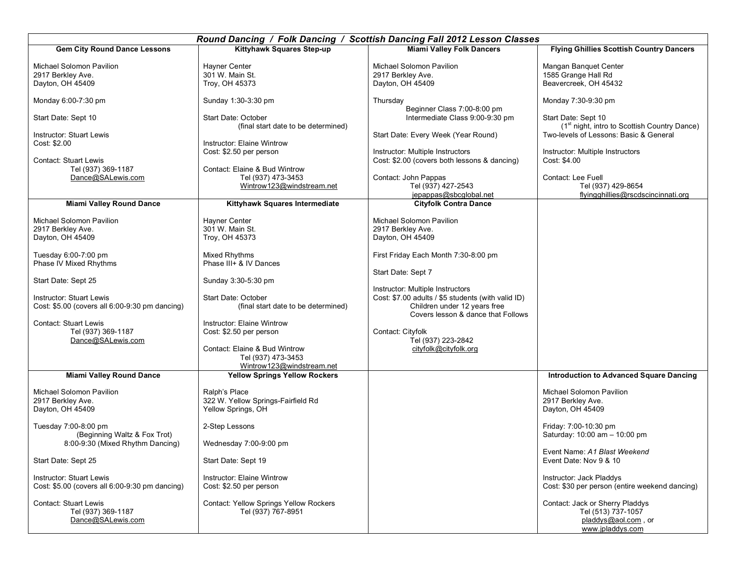# *Round Dancing / Folk Dancing / Scottish Dancing Fall 2012 Lesson Classes*

| Gem City Round Dance Lessons | Kittyhawk Squares Step-up | Miami Valley Folk Dancers | Flying Ghillies Scottish Country Dancers |
|---|---|---|---|
| Michael Solomon Pavilion<br>2917 Berkley Ave.<br>Dayton, OH 45409<br><br>Monday 6:00-7:30 pm<br><br>Start Date: Sept 10<br><br>Instructor: Stuart Lewis<br>Cost: $2.00<br><br>Contact: Stuart Lewis<br>Tel (937) 369-1187<br>Dance@SALewis.com | Hayner Center<br>301 W. Main St.<br>Troy, OH 45373<br><br>Sunday 1:30-3:30 pm<br><br>Start Date: October<br>(final start date to be determined)<br><br>Instructor: Elaine Wintrow<br>Cost: $2.50 per person<br><br>Contact: Elaine & Bud Wintrow<br>Tel (937) 473-3453<br>Wintrow123@windstream.net | Michael Solomon Pavilion<br>2917 Berkley Ave.<br>Dayton, OH 45409<br><br>Thursday<br>Beginner Class 7:00-8:00 pm<br>Intermediate Class 9:00-9:30 pm<br><br>Start Date: Every Week (Year Round)<br><br>Instructor: Multiple Instructors<br>Cost: $2.00 (covers both lessons & dancing)<br><br>Contact: John Pappas<br>Tel (937) 427-2543<br>jepappas@sbcglobal.net | Mangan Banquet Center<br>1585 Grange Hall Rd<br>Beavercreek, OH 45432<br><br>Monday 7:30-9:30 pm<br><br>Start Date: Sept 10<br>(1st night, intro to Scottish Country Dance)<br>Two-levels of Lessons: Basic & General<br><br>Instructor: Multiple Instructors<br>Cost: $4.00<br><br>Contact: Lee Fuell<br>Tel (937) 429-8654<br>flyingghillies@rscdscincinnati.org |
| **Miami Valley Round Dance** | **Kittyhawk Squares Intermediate** | **Cityfolk Contra Dance** | |
| Michael Solomon Pavilion<br>2917 Berkley Ave.<br>Dayton, OH 45409<br><br>Tuesday 6:00-7:00 pm<br>Phase IV Mixed Rhythms<br><br>Start Date: Sept 25<br><br>Instructor: Stuart Lewis<br>Cost: $5.00 (covers all 6:00-9:30 pm dancing)<br><br>Contact: Stuart Lewis<br>Tel (937) 369-1187<br>Dance@SALewis.com | Hayner Center<br>301 W. Main St.<br>Troy, OH 45373<br><br>Mixed Rhythms<br>Phase III+ & IV Dances<br><br>Sunday 3:30-5:30 pm<br><br>Start Date: October<br>(final start date to be determined)<br><br>Instructor: Elaine Wintrow<br>Cost: $2.50 per person<br><br>Contact: Elaine & Bud Wintrow<br>Tel (937) 473-3453<br>Wintrow123@windstream.net | Michael Solomon Pavilion<br>2917 Berkley Ave.<br>Dayton, OH 45409<br><br>First Friday Each Month 7:30-8:00 pm<br><br>Start Date: Sept 7<br><br>Instructor: Multiple Instructors<br>Cost: $7.00 adults / $5 students (with valid ID)<br>Children under 12 years free<br>Covers lesson & dance that Follows<br><br>Contact: Cityfolk<br>Tel (937) 223-2842<br>cityfolk@cityfolk.org | |
| **Miami Valley Round Dance** | **Yellow Springs Yellow Rockers** | | **Introduction to Advanced Square Dancing** |
| Michael Solomon Pavilion<br>2917 Berkley Ave.<br>Dayton, OH 45409<br><br>Tuesday 7:00-8:00 pm<br>(Beginning Waltz & Fox Trot)<br>8:00-9:30 (Mixed Rhythm Dancing)<br><br>Start Date: Sept 25<br><br>Instructor: Stuart Lewis<br>Cost: $5.00 (covers all 6:00-9:30 pm dancing)<br><br>Contact: Stuart Lewis<br>Tel (937) 369-1187<br>Dance@SALewis.com | Ralph's Place<br>322 W. Yellow Springs-Fairfield Rd<br>Yellow Springs, OH<br><br>2-Step Lessons<br><br>Wednesday 7:00-9:00 pm<br><br>Start Date: Sept 19<br><br>Instructor: Elaine Wintrow<br>Cost: $2.50 per person<br><br>Contact: Yellow Springs Yellow Rockers<br>Tel (937) 767-8951 | | Michael Solomon Pavilion<br>2917 Berkley Ave.<br>Dayton, OH 45409<br><br>Friday: 7:00-10:30 pm<br>Saturday: 10:00 am – 10:00 pm<br><br>Event Name: *A1 Blast Weekend*<br>Event Date: Nov 9 & 10<br><br>Instructor: Jack Pladdys<br>Cost: $30 per person (entire weekend dancing)<br><br>Contact: Jack or Sherry Pladdys<br>Tel (513) 737-1057<br>pladdys@aol.com , or<br>www.jpladdys.com |